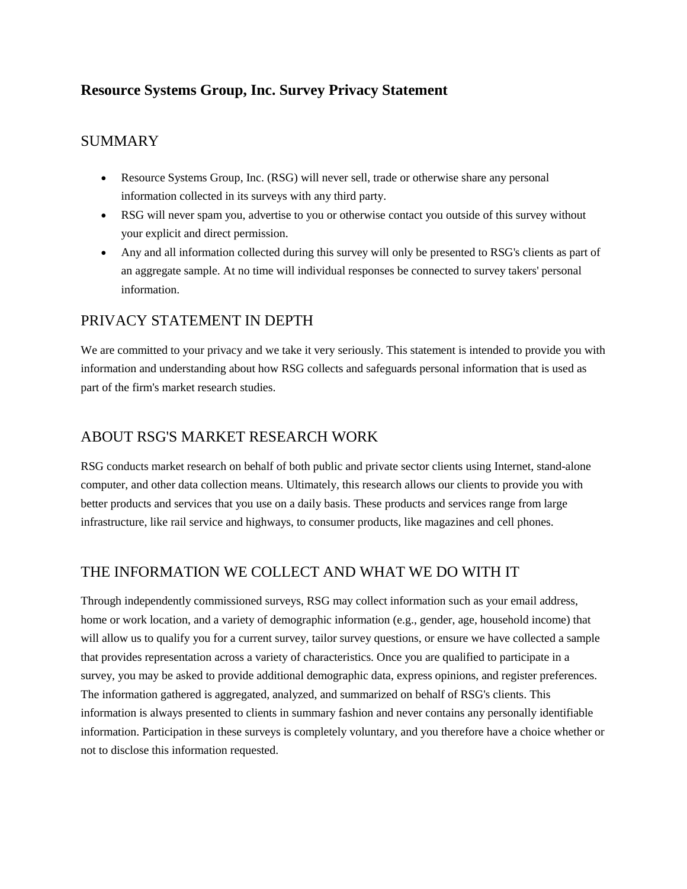# Resource Systems Group, Inc. Survey Privacy Statement

## SUMMARY

- Resource Systems Group, Inc. (RSG) will never sell, trade or otherwise share any personal information collected in its surveys with any third party.
- RSG will never spam you, advertise to you or otherwise contact you outside of this survey without your explicit and direct permission.
- Any and all information collected during this survey will only be presented to RSG's clients as part of an aggregate sample. At no time will individual responses be connected to survey takers' personal information.

## PRIVACY STATEMENT IN DEPTH

We are committed to your privacy and we take it very seriously. This statement is intended to provide you with information and understanding about how RSG collects and safeguards personal information that is used as part of the firm's market research studies.

## ABOUT RSG'S MARKET RESEARCH WORK

RSG conducts market research on behalf of both public and private sector clients using Internet, stand-alone computer, and other data collection means. Ultimately, this research allows our clients to provide you with better products and services that you use on a daily basis. These products and services range from large infrastructure, like rail service and highways, to consumer products, like magazines and cell phones.

## THE INFORMATION WE COLLECT AND WHAT WE DO WITH IT

Through independently commissioned surveys, RSG may collect information such as your email address, home or work location, and a variety of demographic information (e.g., gender, age, household income) that will allow us to qualify you for a current survey, tailor survey questions, or ensure we have collected a sample that provides representation across a variety of characteristics. Once you are qualified to participate in a survey, you may be asked to provide additional demographic data, express opinions, and register preferences. The information gathered is aggregated, analyzed, and summarized on behalf of RSG's clients. This information is always presented to clients in summary fashion and never contains any personally identifiable information. Participation in these surveys is completely voluntary, and you therefore have a choice whether or not to disclose this information requested.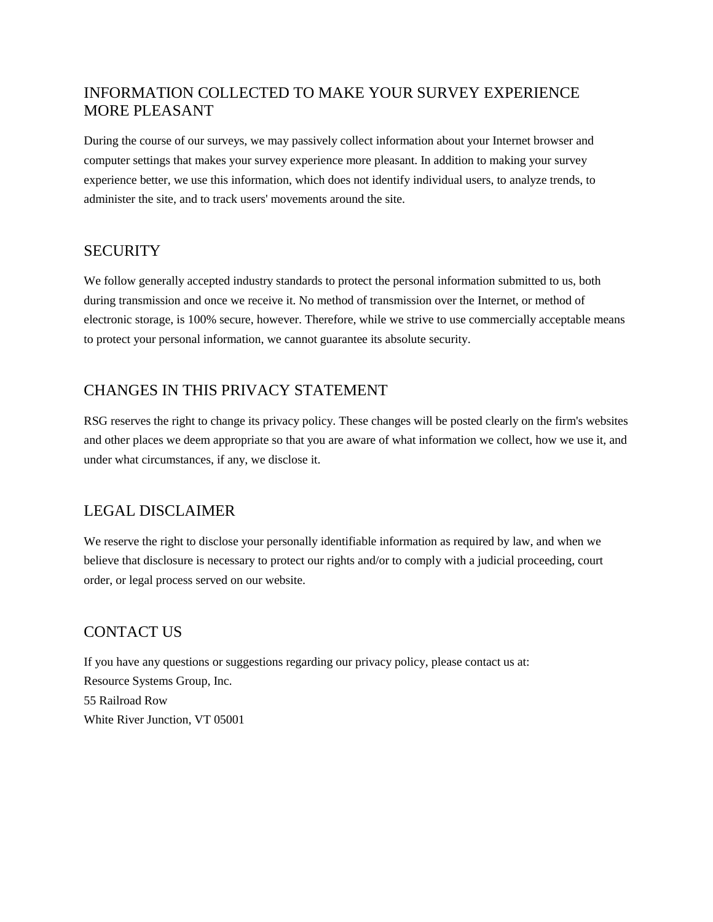## INFORMATION COLLECTED TO MAKE YOUR SURVEY EXPERIENCE MORE PLEASANT

During the course of our surveys, we may passively collect information about your Internet browser and computer settings that makes your survey experience more pleasant. In addition to making your survey experience better, we use this information, which does not identify individual users, to analyze trends, to administer the site, and to track users' movements around the site.

## SECURITY

We follow generally accepted industry standards to protect the personal information submitted to us, both during transmission and once we receive it. No method of transmission over the Internet, or method of electronic storage, is 100% secure, however. Therefore, while we strive to use commercially acceptable means to protect your personal information, we cannot guarantee its absolute security.

## CHANGES IN THIS PRIVACY STATEMENT

RSG reserves the right to change its privacy policy. These changes will be posted clearly on the firm's websites and other places we deem appropriate so that you are aware of what information we collect, how we use it, and under what circumstances, if any, we disclose it.

## LEGAL DISCLAIMER

We reserve the right to disclose your personally identifiable information as required by law, and when we believe that disclosure is necessary to protect our rights and/or to comply with a judicial proceeding, court order, or legal process served on our website.

## CONTACT US

If you have any questions or suggestions regarding our privacy policy, please contact us at:
Resource Systems Group, Inc.
55 Railroad Row
White River Junction, VT 05001